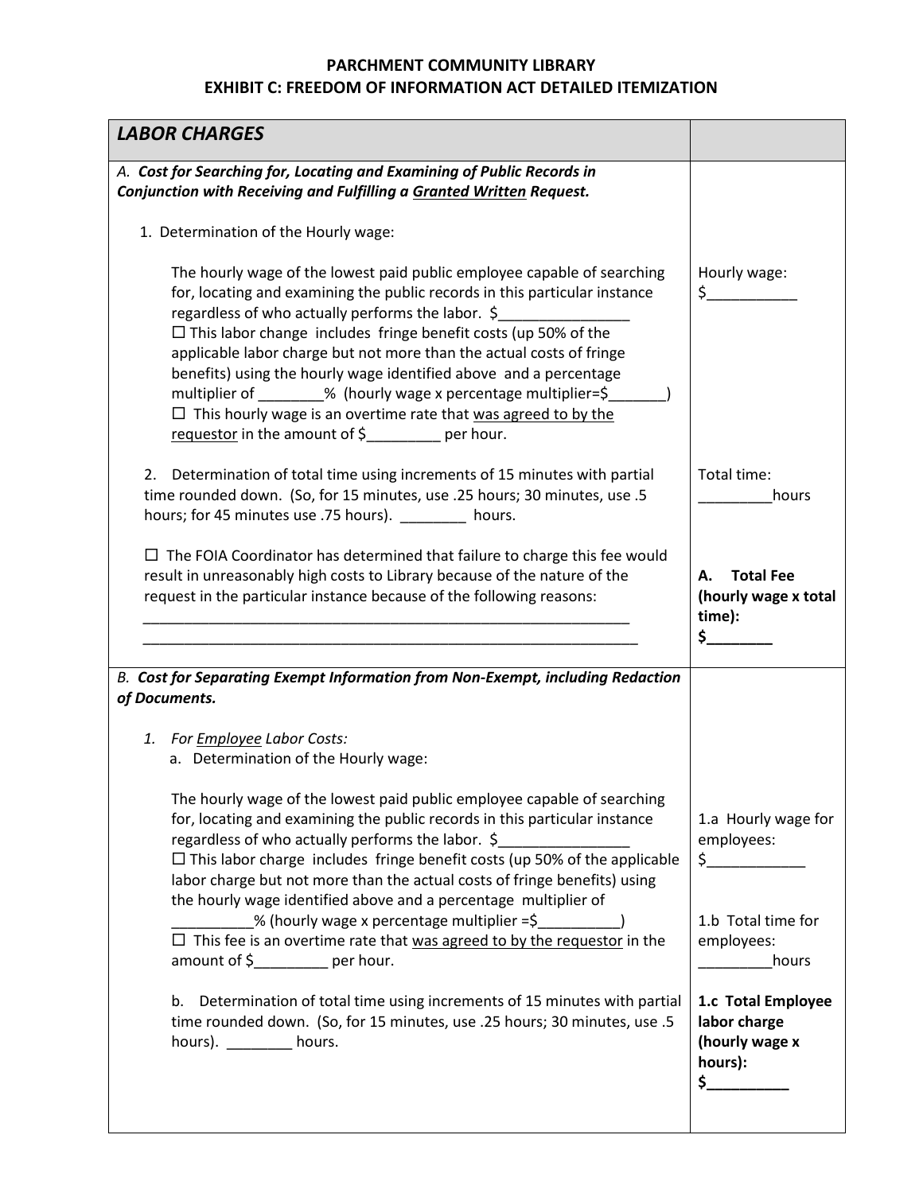# PARCHMENT COMMUNITY LIBRARY
## EXHIBIT C: FREEDOM OF INFORMATION ACT DETAILED ITEMIZATION

| ***LABOR CHARGES*** | |
|---|---|
| *A.* ***Cost for Searching for, Locating and Examining of Public Records in Conjunction with Receiving and Fulfilling a Granted Written Request.***<br><br>1. Determination of the Hourly wage:<br><br>The hourly wage of the lowest paid public employee capable of searching for, locating and examining the public records in this particular instance regardless of who actually performs the labor. $________________<br>☐ This labor change includes fringe benefit costs (up 50% of the applicable labor charge but not more than the actual costs of fringe benefits) using the hourly wage identified above and a percentage multiplier of ________% (hourly wage x percentage multiplier=$_______)<br>☐ This hourly wage is an overtime rate that was agreed to by the requestor in the amount of $_________ per hour.<br><br>2. Determination of total time using increments of 15 minutes with partial time rounded down. (So, for 15 minutes, use .25 hours; 30 minutes, use .5 hours; for 45 minutes use .75 hours). ________ hours.<br><br>☐ The FOIA Coordinator has determined that failure to charge this fee would result in unreasonably high costs to Library because of the nature of the request in the particular instance because of the following reasons:<br>_______________________________________________________________<br>_______________________________________________________________ | Hourly wage:<br>$___________<br><br>Total time:<br>_________hours<br><br>**A. Total Fee (hourly wage x total time):**<br>**$________** |
| *B.* ***Cost for Separating Exempt Information from Non-Exempt, including Redaction of Documents.***<br><br>1. *For Employee Labor Costs:*<br>a. Determination of the Hourly wage:<br><br>The hourly wage of the lowest paid public employee capable of searching for, locating and examining the public records in this particular instance regardless of who actually performs the labor. $________________<br>☐ This labor charge includes fringe benefit costs (up 50% of the applicable labor charge but not more than the actual costs of fringe benefits) using the hourly wage identified above and a percentage multiplier of __________% (hourly wage x percentage multiplier =$__________)<br>☐ This fee is an overtime rate that was agreed to by the requestor in the amount of $_________ per hour.<br><br>b. Determination of total time using increments of 15 minutes with partial time rounded down. (So, for 15 minutes, use .25 hours; 30 minutes, use .5 hours). ________ hours. | 1.a Hourly wage for employees:<br>$____________<br><br>1.b Total time for employees:<br>_________hours<br><br>**1.c Total Employee labor charge (hourly wage x hours):**<br>**$__________** |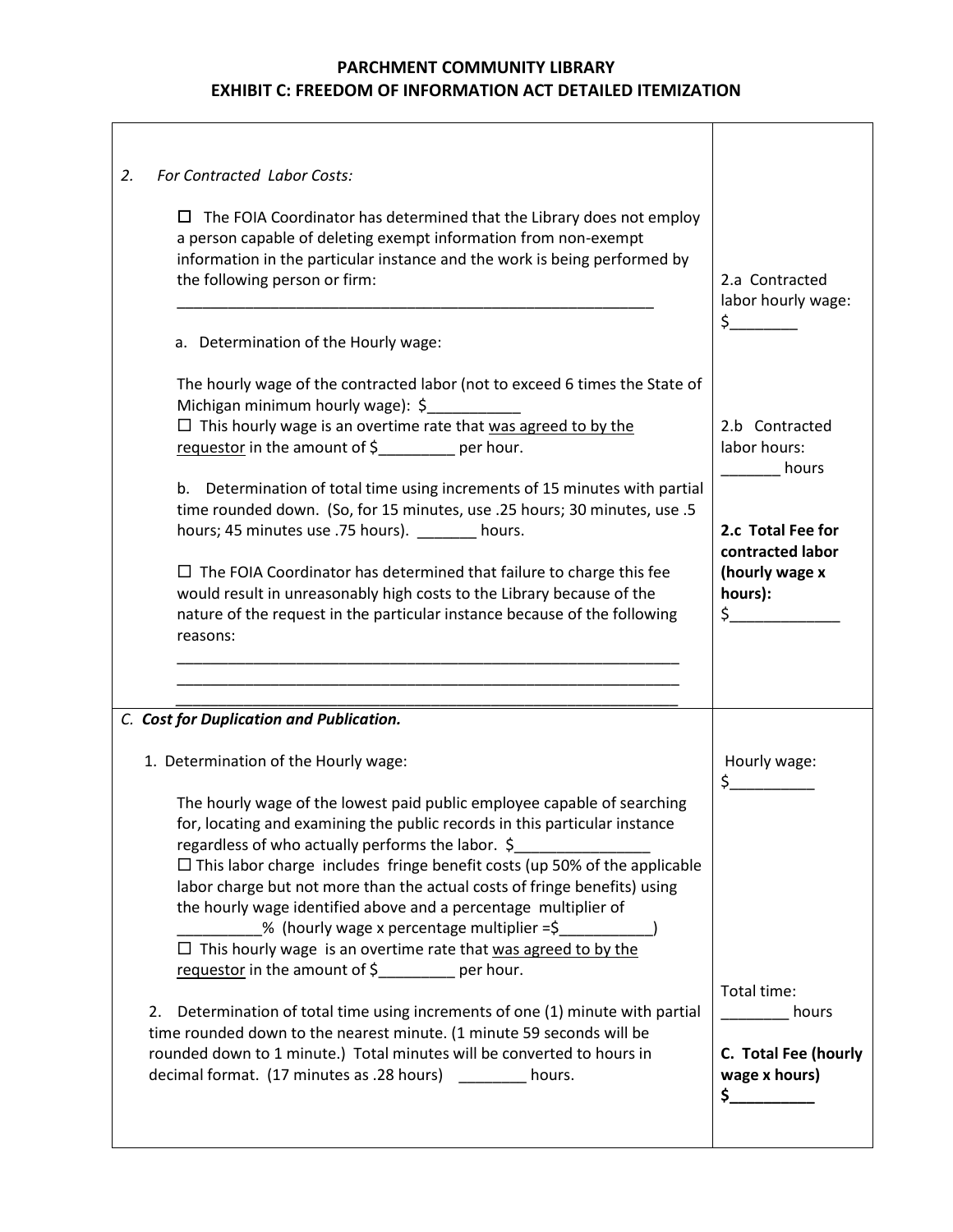# PARCHMENT COMMUNITY LIBRARY
## EXHIBIT C: FREEDOM OF INFORMATION ACT DETAILED ITEMIZATION

| | |
|---|---|
| 2. *For Contracted Labor Costs:*<br><br>☐ The FOIA Coordinator has determined that the Library does not employ a person capable of deleting exempt information from non-exempt information in the particular instance and the work is being performed by the following person or firm:<br>_______________________________________________________<br><br>a. Determination of the Hourly wage:<br><br>The hourly wage of the contracted labor (not to exceed 6 times the State of Michigan minimum hourly wage): $___________<br>☐ This hourly wage is an overtime rate that <u>was agreed to by the requestor</u> in the amount of $_________ per hour.<br><br>b. Determination of total time using increments of 15 minutes with partial time rounded down. (So, for 15 minutes, use .25 hours; 30 minutes, use .5 hours; 45 minutes use .75 hours). _______ hours.<br><br>☐ The FOIA Coordinator has determined that failure to charge this fee would result in unreasonably high costs to the Library because of the nature of the request in the particular instance because of the following reasons:<br>_______________________________________________________<br>_______________________________________________________<br>_______________________________________________________ | 2.a Contracted labor hourly wage: $________<br><br>2.b Contracted labor hours: _______ hours<br><br>**2.c Total Fee for contracted labor (hourly wage x hours):** $_____________ |
| ***C. Cost for Duplication and Publication.***<br><br>1. Determination of the Hourly wage:<br><br>The hourly wage of the lowest paid public employee capable of searching for, locating and examining the public records in this particular instance regardless of who actually performs the labor. $________________<br>☐ This labor charge includes fringe benefit costs (up 50% of the applicable labor charge but not more than the actual costs of fringe benefits) using the hourly wage identified above and a percentage multiplier of __________% (hourly wage x percentage multiplier =$___________)<br>☐ This hourly wage is an overtime rate that <u>was agreed to by the requestor</u> in the amount of $_________ per hour.<br><br>2. Determination of total time using increments of one (1) minute with partial time rounded down to the nearest minute. (1 minute 59 seconds will be rounded down to 1 minute.) Total minutes will be converted to hours in decimal format. (17 minutes as .28 hours) ________ hours. | Hourly wage: $__________<br><br>Total time: ________ hours<br><br>**C. Total Fee (hourly wage x hours) $__________** |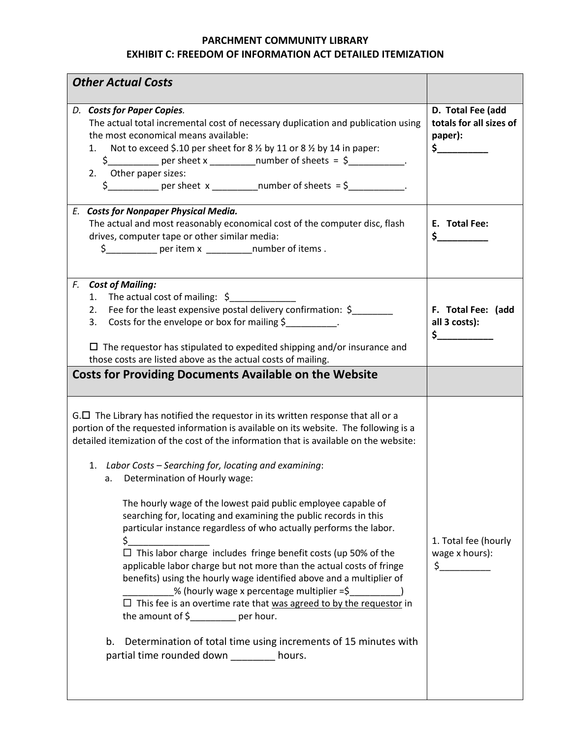**PARCHMENT COMMUNITY LIBRARY**
**EXHIBIT C: FREEDOM OF INFORMATION ACT DETAILED ITEMIZATION**

| ***Other Actual Costs*** | |
|---|---|
| D. ***Costs for Paper Copies***. The actual total incremental cost of necessary duplication and publication using the most economical means available:<br>1. Not to exceed $.10 per sheet for 8 ½ by 11 or 8 ½ by 14 in paper: $__________ per sheet x _________number of sheets = $___________.<br>2. Other paper sizes: $__________ per sheet x _________number of sheets = $___________. | **D. Total Fee (add totals for all sizes of paper): $__________** |
| E. ***Costs for Nonpaper Physical Media.*** The actual and most reasonably economical cost of the computer disc, flash drives, computer tape or other similar media: $__________ per item x _________number of items . | **E. Total Fee: $__________** |
| F. ***Cost of Mailing:***<br>1. The actual cost of mailing: $_____________<br>2. Fee for the least expensive postal delivery confirmation: $________<br>3. Costs for the envelope or box for mailing $__________.<br><br>☐ The requestor has stipulated to expedited shipping and/or insurance and those costs are listed above as the actual costs of mailing. | **F. Total Fee: (add all 3 costs): $___________** |
| **Costs for Providing Documents Available on the Website** | |
| G.☐ The Library has notified the requestor in its written response that all or a portion of the requested information is available on its website. The following is a detailed itemization of the cost of the information that is available on the website:<br><br>1. *Labor Costs – Searching for, locating and examining*:<br>a. Determination of Hourly wage:<br><br>The hourly wage of the lowest paid public employee capable of searching for, locating and examining the public records in this particular instance regardless of who actually performs the labor. $________________<br>☐ This labor charge includes fringe benefit costs (up 50% of the applicable labor charge but not more than the actual costs of fringe benefits) using the hourly wage identified above and a multiplier of __________% (hourly wage x percentage multiplier =$__________)<br>☐ This fee is an overtime rate that was agreed to by the requestor in the amount of $_________ per hour.<br><br>b. Determination of total time using increments of 15 minutes with partial time rounded down ________ hours. | 1. Total fee (hourly wage x hours): $__________ |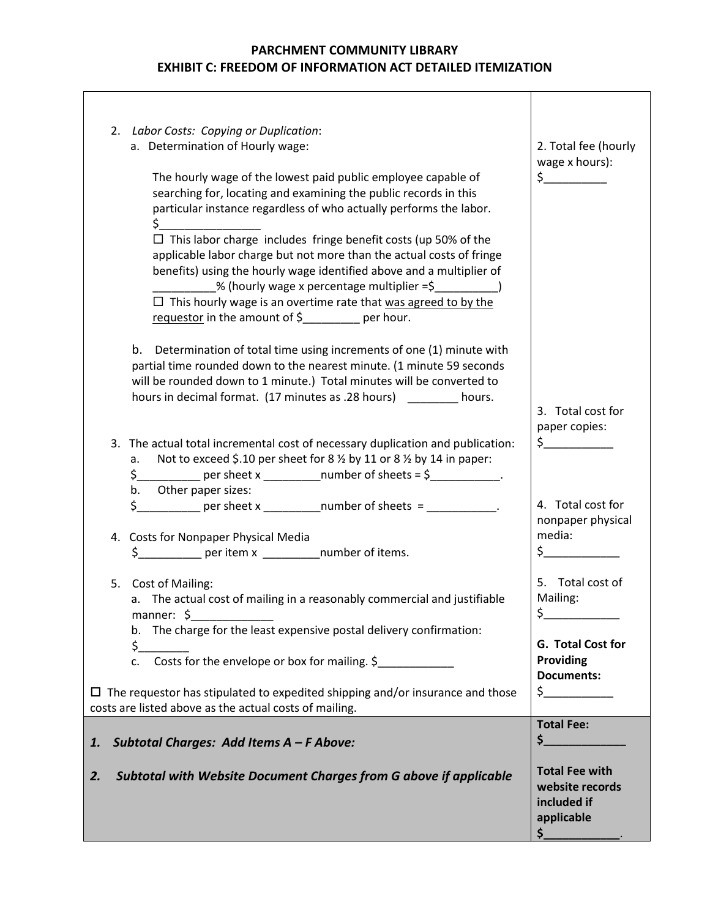**PARCHMENT COMMUNITY LIBRARY**
**EXHIBIT C: FREEDOM OF INFORMATION ACT DETAILED ITEMIZATION**

| | |
|---|---|
| 2. *Labor Costs: Copying or Duplication*:<br>a. Determination of Hourly wage:<br><br>The hourly wage of the lowest paid public employee capable of searching for, locating and examining the public records in this particular instance regardless of who actually performs the labor. $_______________<br>☐ This labor charge includes fringe benefit costs (up 50% of the applicable labor charge but not more than the actual costs of fringe benefits) using the hourly wage identified above and a multiplier of _________% (hourly wage x percentage multiplier =$_________)<br>☐ This hourly wage is an overtime rate that <u>was agreed to by the requestor</u> in the amount of $________ per hour.<br><br>b. Determination of total time using increments of one (1) minute with partial time rounded down to the nearest minute. (1 minute 59 seconds will be rounded down to 1 minute.) Total minutes will be converted to hours in decimal format. (17 minutes as .28 hours) _______ hours.<br><br>3. The actual total incremental cost of necessary duplication and publication:<br>a. Not to exceed $.10 per sheet for 8 ½ by 11 or 8 ½ by 14 in paper: $_________ per sheet x ________number of sheets = $__________.<br>b. Other paper sizes: $_________ per sheet x ________number of sheets = __________.<br><br>4. Costs for Nonpaper Physical Media $_________ per item x ________number of items.<br><br>5. Cost of Mailing:<br>a. The actual cost of mailing in a reasonably commercial and justifiable manner: $____________<br>b. The charge for the least expensive postal delivery confirmation: $_______<br>c. Costs for the envelope or box for mailing. $___________<br><br>☐ The requestor has stipulated to expedited shipping and/or insurance and those costs are listed above as the actual costs of mailing. | 2. Total fee (hourly wage x hours): $_________<br><br>3. Total cost for paper copies: $__________<br><br>4. Total cost for nonpaper physical media: $___________<br><br>5. Total cost of Mailing: $___________<br><br>**G. Total Cost for Providing Documents:** $__________ |
| ***1. Subtotal Charges: Add Items A – F Above:*** | **Total Fee: $____________** |
| ***2. Subtotal with Website Document Charges from G above if applicable*** | **Total Fee with website records included if applicable $___________.** |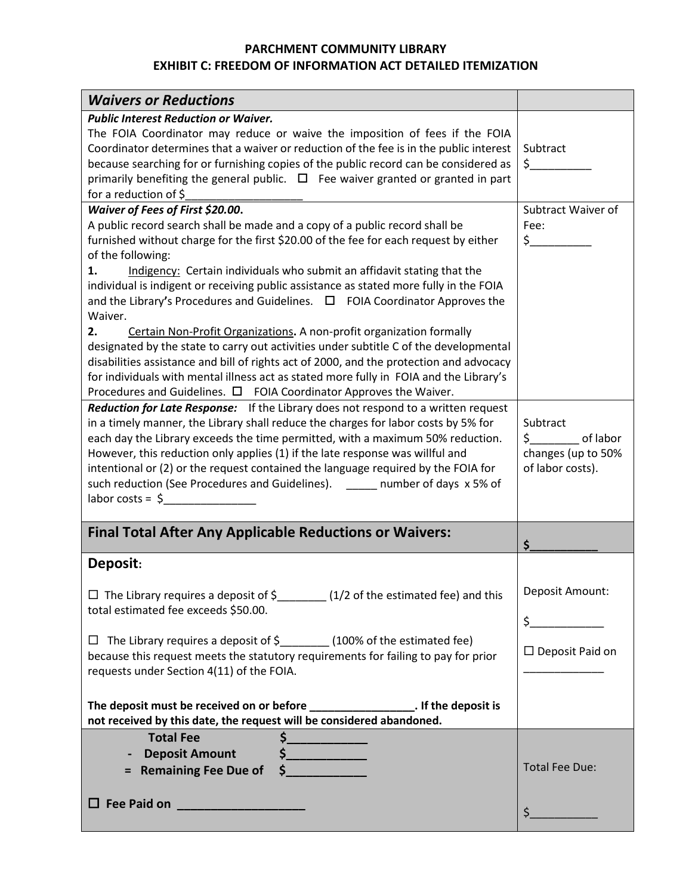**PARCHMENT COMMUNITY LIBRARY**
**EXHIBIT C: FREEDOM OF INFORMATION ACT DETAILED ITEMIZATION**

| ***Waivers or Reductions*** | |
|---|---|
| ***Public Interest Reduction or Waiver.*** The FOIA Coordinator may reduce or waive the imposition of fees if the FOIA Coordinator determines that a waiver or reduction of the fee is in the public interest because searching for or furnishing copies of the public record can be considered as primarily benefiting the general public. ☐ Fee waiver granted or granted in part for a reduction of $___________________ | Subtract $__________ |
| ***Waiver of Fees of First $20.00.*** A public record search shall be made and a copy of a public record shall be furnished without charge for the first $20.00 of the fee for each request by either of the following: **1.** Indigency: Certain individuals who submit an affidavit stating that the individual is indigent or receiving public assistance as stated more fully in the FOIA and the Library's Procedures and Guidelines. ☐ FOIA Coordinator Approves the Waiver. **2.** Certain Non-Profit Organizations**.** A non-profit organization formally designated by the state to carry out activities under subtitle C of the developmental disabilities assistance and bill of rights act of 2000, and the protection and advocacy for individuals with mental illness act as stated more fully in FOIA and the Library's Procedures and Guidelines. ☐ FOIA Coordinator Approves the Waiver. | Subtract Waiver of Fee: $__________ |
| ***Reduction for Late Response:*** If the Library does not respond to a written request in a timely manner, the Library shall reduce the charges for labor costs by 5% for each day the Library exceeds the time permitted, with a maximum 50% reduction. However, this reduction only applies (1) if the late response was willful and intentional or (2) or the request contained the language required by the FOIA for such reduction (See Procedures and Guidelines). _____ number of days x 5% of labor costs = $_______________ | Subtract $________ of labor changes (up to 50% of labor costs). |
| **Final Total After Any Applicable Reductions or Waivers:** | **$__________** |
| **Deposit:** ☐ The Library requires a deposit of $________ (1/2 of the estimated fee) and this total estimated fee exceeds $50.00. ☐ The Library requires a deposit of $________ (100% of the estimated fee) because this request meets the statutory requirements for failing to pay for prior requests under Section 4(11) of the FOIA. **The deposit must be received on or before _________________. If the deposit is not received by this date, the request will be considered abandoned.** | Deposit Amount: $____________ ☐ Deposit Paid on _____________ |
| **Total Fee $____________** **- Deposit Amount $____________** **= Remaining Fee Due of $____________** ☐ **Fee Paid on ___________________** | Total Fee Due: $___________ |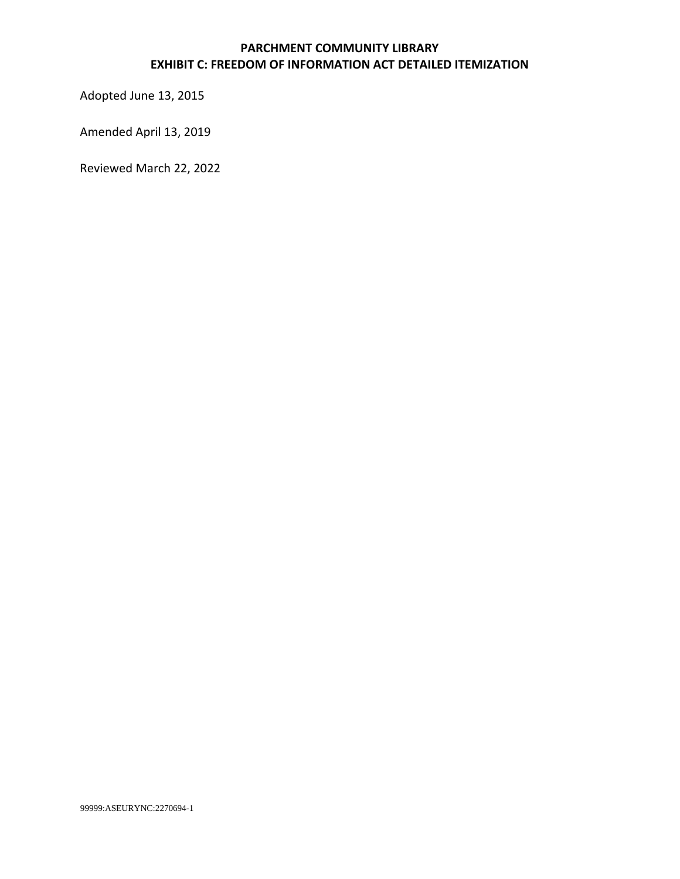**PARCHMENT COMMUNITY LIBRARY**
**EXHIBIT C: FREEDOM OF INFORMATION ACT DETAILED ITEMIZATION**

Adopted June 13, 2015

Amended April 13, 2019

Reviewed March 22, 2022

99999:ASEURYNC:2270694-1